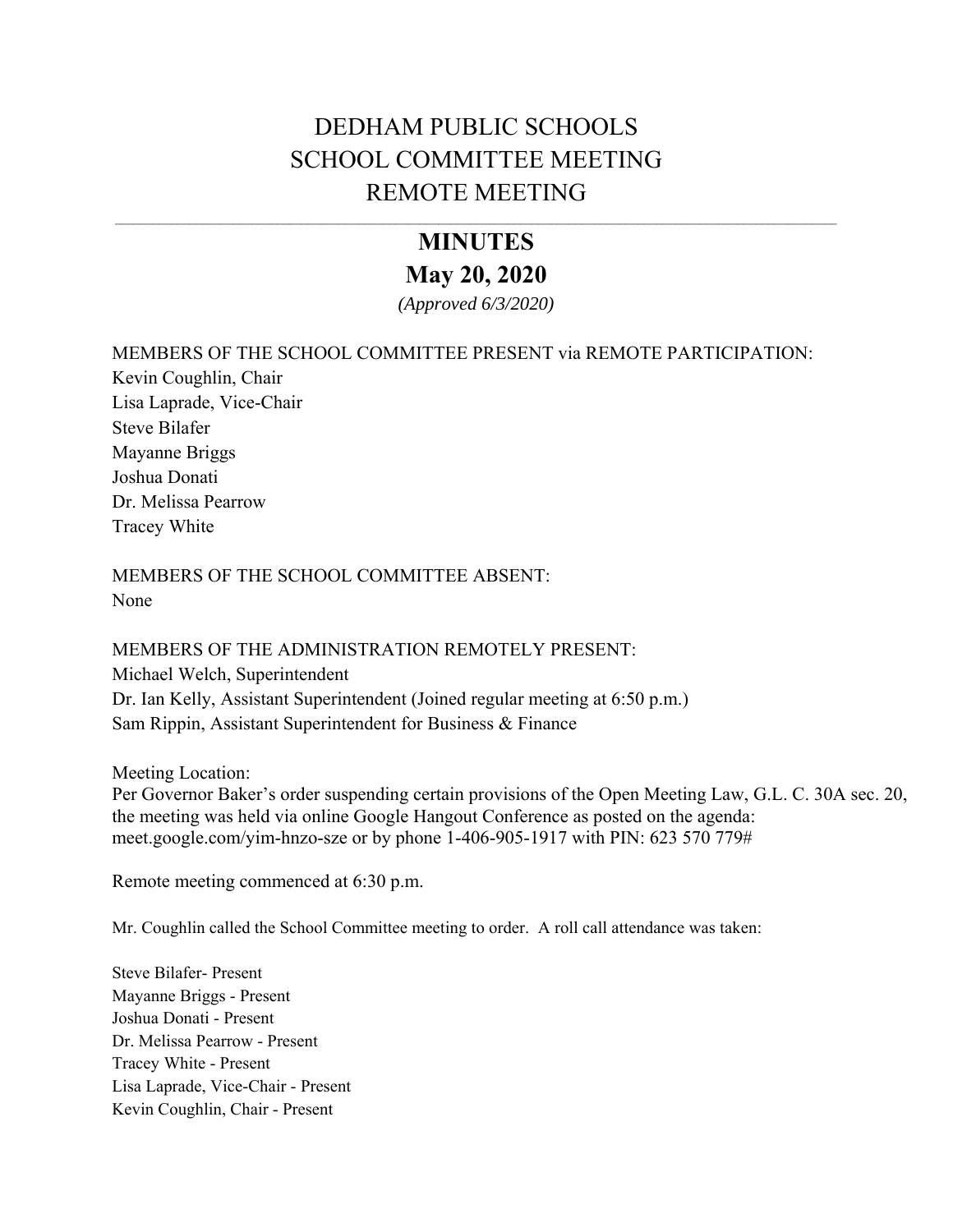# DEDHAM PUBLIC SCHOOLS
# SCHOOL COMMITTEE MEETING
# REMOTE MEETING

---

## MINUTES
## May 20, 2020

*(Approved 6/3/2020)*

MEMBERS OF THE SCHOOL COMMITTEE PRESENT via REMOTE PARTICIPATION:
Kevin Coughlin, Chair
Lisa Laprade, Vice-Chair
Steve Bilafer
Mayanne Briggs
Joshua Donati
Dr. Melissa Pearrow
Tracey White

MEMBERS OF THE SCHOOL COMMITTEE ABSENT:
None

MEMBERS OF THE ADMINISTRATION REMOTELY PRESENT:
Michael Welch, Superintendent
Dr. Ian Kelly, Assistant Superintendent (Joined regular meeting at 6:50 p.m.)
Sam Rippin, Assistant Superintendent for Business & Finance

Meeting Location:
Per Governor Baker's order suspending certain provisions of the Open Meeting Law, G.L. C. 30A sec. 20, the meeting was held via online Google Hangout Conference as posted on the agenda: meet.google.com/yim-hnzo-sze or by phone 1-406-905-1917 with PIN: 623 570 779#

Remote meeting commenced at 6:30 p.m.

Mr. Coughlin called the School Committee meeting to order. A roll call attendance was taken:

Steve Bilafer- Present
Mayanne Briggs - Present
Joshua Donati - Present
Dr. Melissa Pearrow - Present
Tracey White - Present
Lisa Laprade, Vice-Chair - Present
Kevin Coughlin, Chair - Present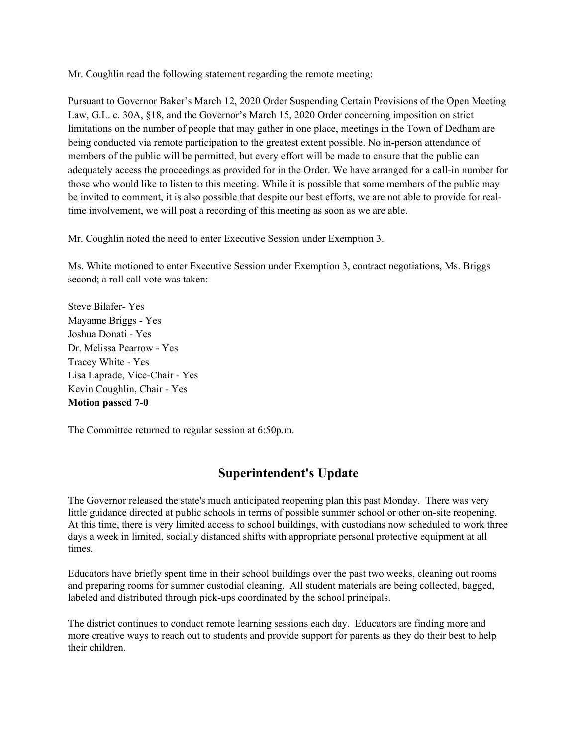Mr. Coughlin read the following statement regarding the remote meeting:

Pursuant to Governor Baker's March 12, 2020 Order Suspending Certain Provisions of the Open Meeting Law, G.L. c. 30A, §18, and the Governor's March 15, 2020 Order concerning imposition on strict limitations on the number of people that may gather in one place, meetings in the Town of Dedham are being conducted via remote participation to the greatest extent possible. No in-person attendance of members of the public will be permitted, but every effort will be made to ensure that the public can adequately access the proceedings as provided for in the Order. We have arranged for a call-in number for those who would like to listen to this meeting. While it is possible that some members of the public may be invited to comment, it is also possible that despite our best efforts, we are not able to provide for real-time involvement, we will post a recording of this meeting as soon as we are able.

Mr. Coughlin noted the need to enter Executive Session under Exemption 3.

Ms. White motioned to enter Executive Session under Exemption 3, contract negotiations, Ms. Briggs second; a roll call vote was taken:

Steve Bilafer- Yes
Mayanne Briggs - Yes
Joshua Donati - Yes
Dr. Melissa Pearrow - Yes
Tracey White - Yes
Lisa Laprade, Vice-Chair - Yes
Kevin Coughlin, Chair - Yes
**Motion passed 7-0**

The Committee returned to regular session at 6:50p.m.

## Superintendent's Update

The Governor released the state's much anticipated reopening plan this past Monday. There was very little guidance directed at public schools in terms of possible summer school or other on-site reopening. At this time, there is very limited access to school buildings, with custodians now scheduled to work three days a week in limited, socially distanced shifts with appropriate personal protective equipment at all times.

Educators have briefly spent time in their school buildings over the past two weeks, cleaning out rooms and preparing rooms for summer custodial cleaning. All student materials are being collected, bagged, labeled and distributed through pick-ups coordinated by the school principals.

The district continues to conduct remote learning sessions each day. Educators are finding more and more creative ways to reach out to students and provide support for parents as they do their best to help their children.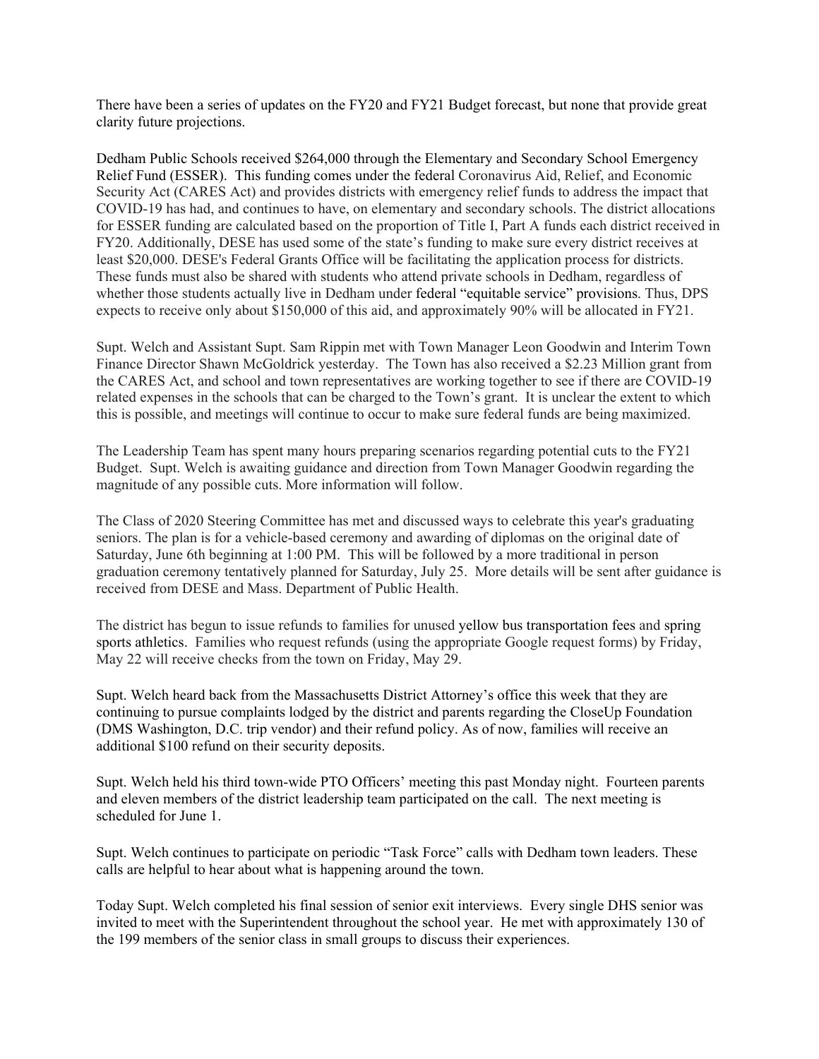There have been a series of updates on the FY20 and FY21 Budget forecast, but none that provide great clarity future projections.

Dedham Public Schools received $264,000 through the Elementary and Secondary School Emergency Relief Fund (ESSER). This funding comes under the federal Coronavirus Aid, Relief, and Economic Security Act (CARES Act) and provides districts with emergency relief funds to address the impact that COVID-19 has had, and continues to have, on elementary and secondary schools. The district allocations for ESSER funding are calculated based on the proportion of Title I, Part A funds each district received in FY20. Additionally, DESE has used some of the state's funding to make sure every district receives at least $20,000. DESE's Federal Grants Office will be facilitating the application process for districts. These funds must also be shared with students who attend private schools in Dedham, regardless of whether those students actually live in Dedham under federal "equitable service" provisions. Thus, DPS expects to receive only about $150,000 of this aid, and approximately 90% will be allocated in FY21.

Supt. Welch and Assistant Supt. Sam Rippin met with Town Manager Leon Goodwin and Interim Town Finance Director Shawn McGoldrick yesterday. The Town has also received a $2.23 Million grant from the CARES Act, and school and town representatives are working together to see if there are COVID-19 related expenses in the schools that can be charged to the Town's grant. It is unclear the extent to which this is possible, and meetings will continue to occur to make sure federal funds are being maximized.

The Leadership Team has spent many hours preparing scenarios regarding potential cuts to the FY21 Budget. Supt. Welch is awaiting guidance and direction from Town Manager Goodwin regarding the magnitude of any possible cuts. More information will follow.

The Class of 2020 Steering Committee has met and discussed ways to celebrate this year's graduating seniors. The plan is for a vehicle-based ceremony and awarding of diplomas on the original date of Saturday, June 6th beginning at 1:00 PM. This will be followed by a more traditional in person graduation ceremony tentatively planned for Saturday, July 25. More details will be sent after guidance is received from DESE and Mass. Department of Public Health.

The district has begun to issue refunds to families for unused yellow bus transportation fees and spring sports athletics. Families who request refunds (using the appropriate Google request forms) by Friday, May 22 will receive checks from the town on Friday, May 29.

Supt. Welch heard back from the Massachusetts District Attorney's office this week that they are continuing to pursue complaints lodged by the district and parents regarding the CloseUp Foundation (DMS Washington, D.C. trip vendor) and their refund policy. As of now, families will receive an additional $100 refund on their security deposits.

Supt. Welch held his third town-wide PTO Officers' meeting this past Monday night. Fourteen parents and eleven members of the district leadership team participated on the call. The next meeting is scheduled for June 1.

Supt. Welch continues to participate on periodic "Task Force" calls with Dedham town leaders. These calls are helpful to hear about what is happening around the town.

Today Supt. Welch completed his final session of senior exit interviews. Every single DHS senior was invited to meet with the Superintendent throughout the school year. He met with approximately 130 of the 199 members of the senior class in small groups to discuss their experiences.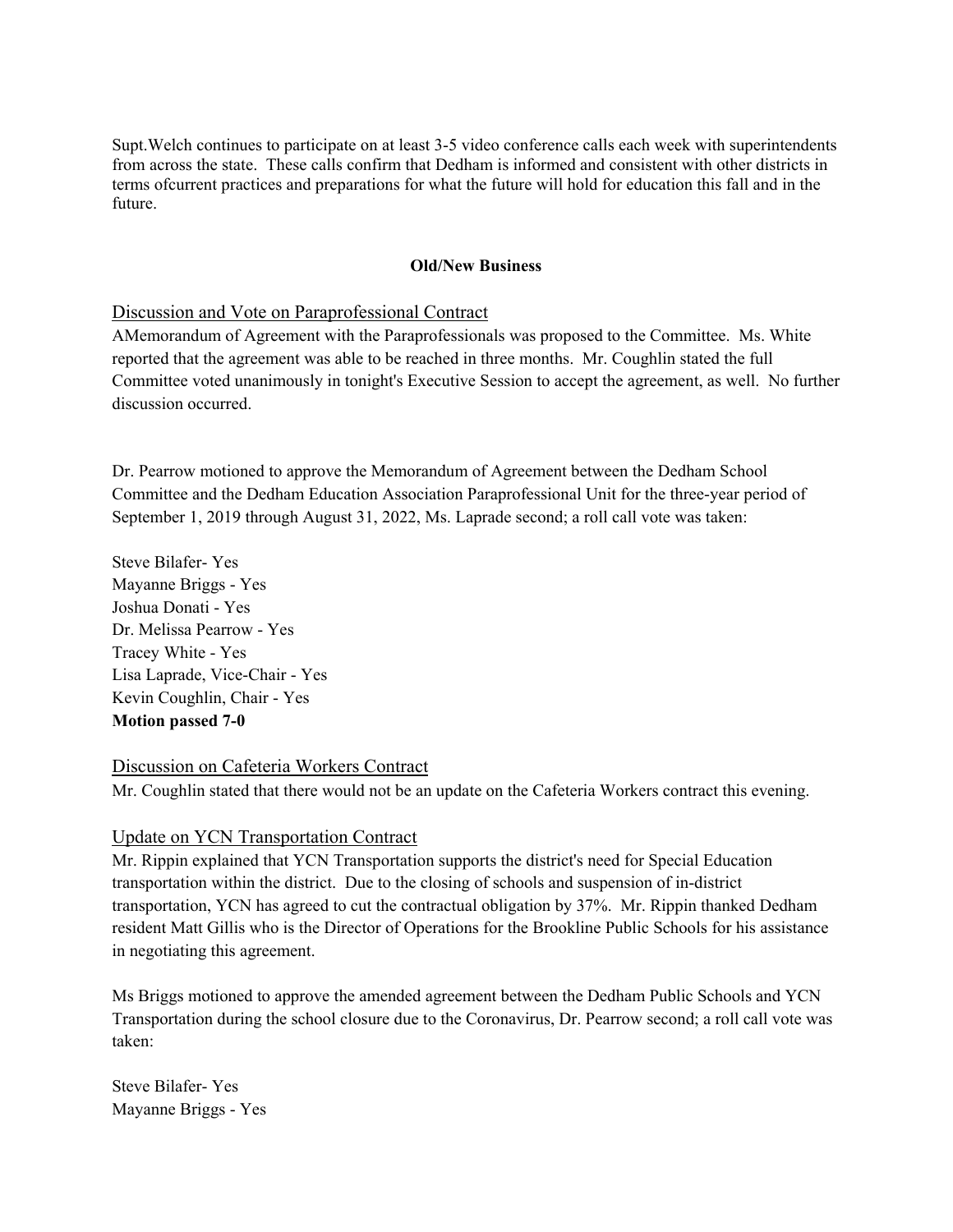Supt.Welch continues to participate on at least 3-5 video conference calls each week with superintendents from across the state. These calls confirm that Dedham is informed and consistent with other districts in terms ofcurrent practices and preparations for what the future will hold for education this fall and in the future.

**Old/New Business**

<u>Discussion and Vote on Paraprofessional Contract</u>

AMemorandum of Agreement with the Paraprofessionals was proposed to the Committee. Ms. White reported that the agreement was able to be reached in three months. Mr. Coughlin stated the full Committee voted unanimously in tonight's Executive Session to accept the agreement, as well. No further discussion occurred.

Dr. Pearrow motioned to approve the Memorandum of Agreement between the Dedham School Committee and the Dedham Education Association Paraprofessional Unit for the three-year period of September 1, 2019 through August 31, 2022, Ms. Laprade second; a roll call vote was taken:

Steve Bilafer- Yes
Mayanne Briggs - Yes
Joshua Donati - Yes
Dr. Melissa Pearrow - Yes
Tracey White - Yes
Lisa Laprade, Vice-Chair - Yes
Kevin Coughlin, Chair - Yes
**Motion passed 7-0**

<u>Discussion on Cafeteria Workers Contract</u>

Mr. Coughlin stated that there would not be an update on the Cafeteria Workers contract this evening.

<u>Update on YCN Transportation Contract</u>

Mr. Rippin explained that YCN Transportation supports the district's need for Special Education transportation within the district. Due to the closing of schools and suspension of in-district transportation, YCN has agreed to cut the contractual obligation by 37%. Mr. Rippin thanked Dedham resident Matt Gillis who is the Director of Operations for the Brookline Public Schools for his assistance in negotiating this agreement.

Ms Briggs motioned to approve the amended agreement between the Dedham Public Schools and YCN Transportation during the school closure due to the Coronavirus, Dr. Pearrow second; a roll call vote was taken:

Steve Bilafer- Yes
Mayanne Briggs - Yes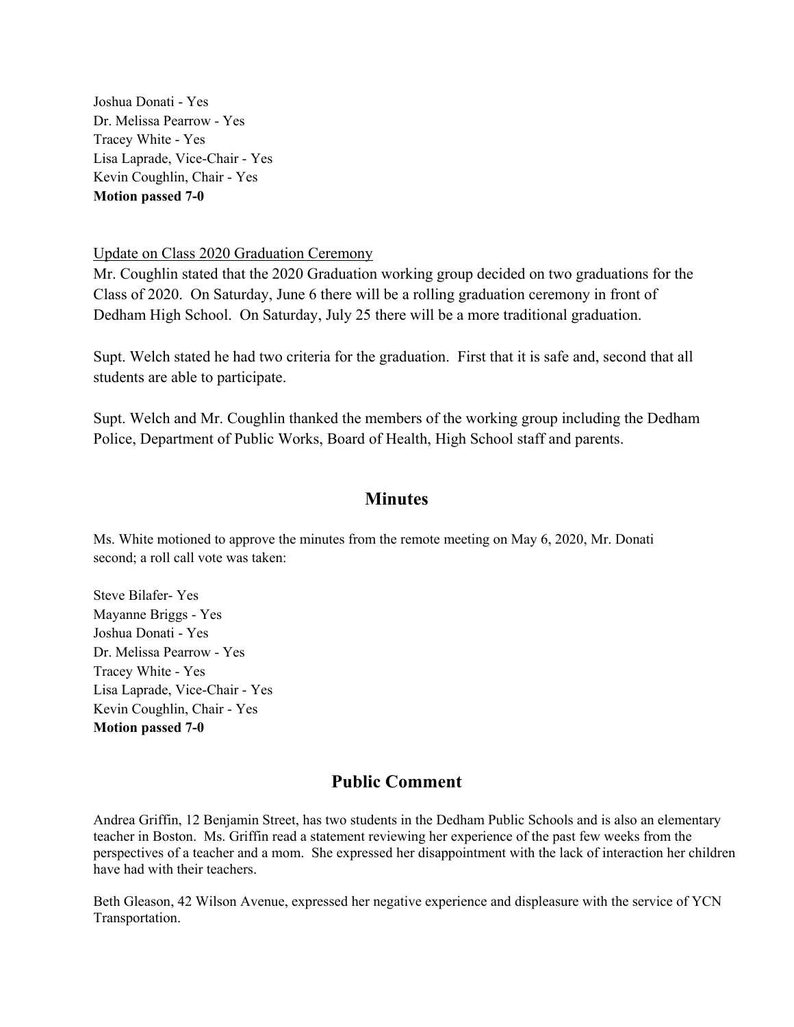Joshua Donati - Yes
Dr. Melissa Pearrow - Yes
Tracey White - Yes
Lisa Laprade, Vice-Chair - Yes
Kevin Coughlin, Chair - Yes
**Motion passed 7-0**

Update on Class 2020 Graduation Ceremony

Mr. Coughlin stated that the 2020 Graduation working group decided on two graduations for the Class of 2020. On Saturday, June 6 there will be a rolling graduation ceremony in front of Dedham High School. On Saturday, July 25 there will be a more traditional graduation.

Supt. Welch stated he had two criteria for the graduation. First that it is safe and, second that all students are able to participate.

Supt. Welch and Mr. Coughlin thanked the members of the working group including the Dedham Police, Department of Public Works, Board of Health, High School staff and parents.

## Minutes

Ms. White motioned to approve the minutes from the remote meeting on May 6, 2020, Mr. Donati second; a roll call vote was taken:

Steve Bilafer- Yes
Mayanne Briggs - Yes
Joshua Donati - Yes
Dr. Melissa Pearrow - Yes
Tracey White - Yes
Lisa Laprade, Vice-Chair - Yes
Kevin Coughlin, Chair - Yes
**Motion passed 7-0**

## Public Comment

Andrea Griffin, 12 Benjamin Street, has two students in the Dedham Public Schools and is also an elementary teacher in Boston. Ms. Griffin read a statement reviewing her experience of the past few weeks from the perspectives of a teacher and a mom. She expressed her disappointment with the lack of interaction her children have had with their teachers.

Beth Gleason, 42 Wilson Avenue, expressed her negative experience and displeasure with the service of YCN Transportation.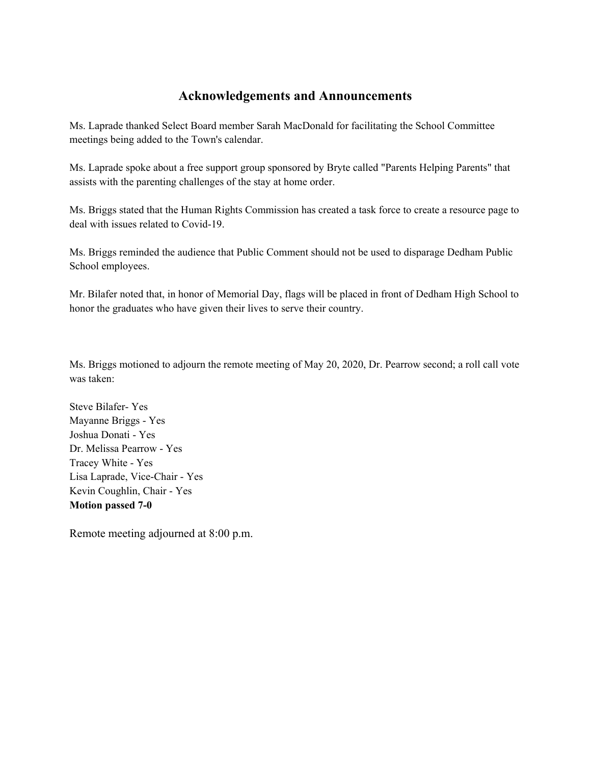## Acknowledgements and Announcements

Ms. Laprade thanked Select Board member Sarah MacDonald for facilitating the School Committee meetings being added to the Town's calendar.

Ms. Laprade spoke about a free support group sponsored by Bryte called "Parents Helping Parents" that assists with the parenting challenges of the stay at home order.

Ms. Briggs stated that the Human Rights Commission has created a task force to create a resource page to deal with issues related to Covid-19.

Ms. Briggs reminded the audience that Public Comment should not be used to disparage Dedham Public School employees.

Mr. Bilafer noted that, in honor of Memorial Day, flags will be placed in front of Dedham High School to honor the graduates who have given their lives to serve their country.

Ms. Briggs motioned to adjourn the remote meeting of May 20, 2020, Dr. Pearrow second; a roll call vote was taken:

Steve Bilafer- Yes
Mayanne Briggs - Yes
Joshua Donati - Yes
Dr. Melissa Pearrow - Yes
Tracey White - Yes
Lisa Laprade, Vice-Chair - Yes
Kevin Coughlin, Chair - Yes
**Motion passed 7-0**

Remote meeting adjourned at 8:00 p.m.